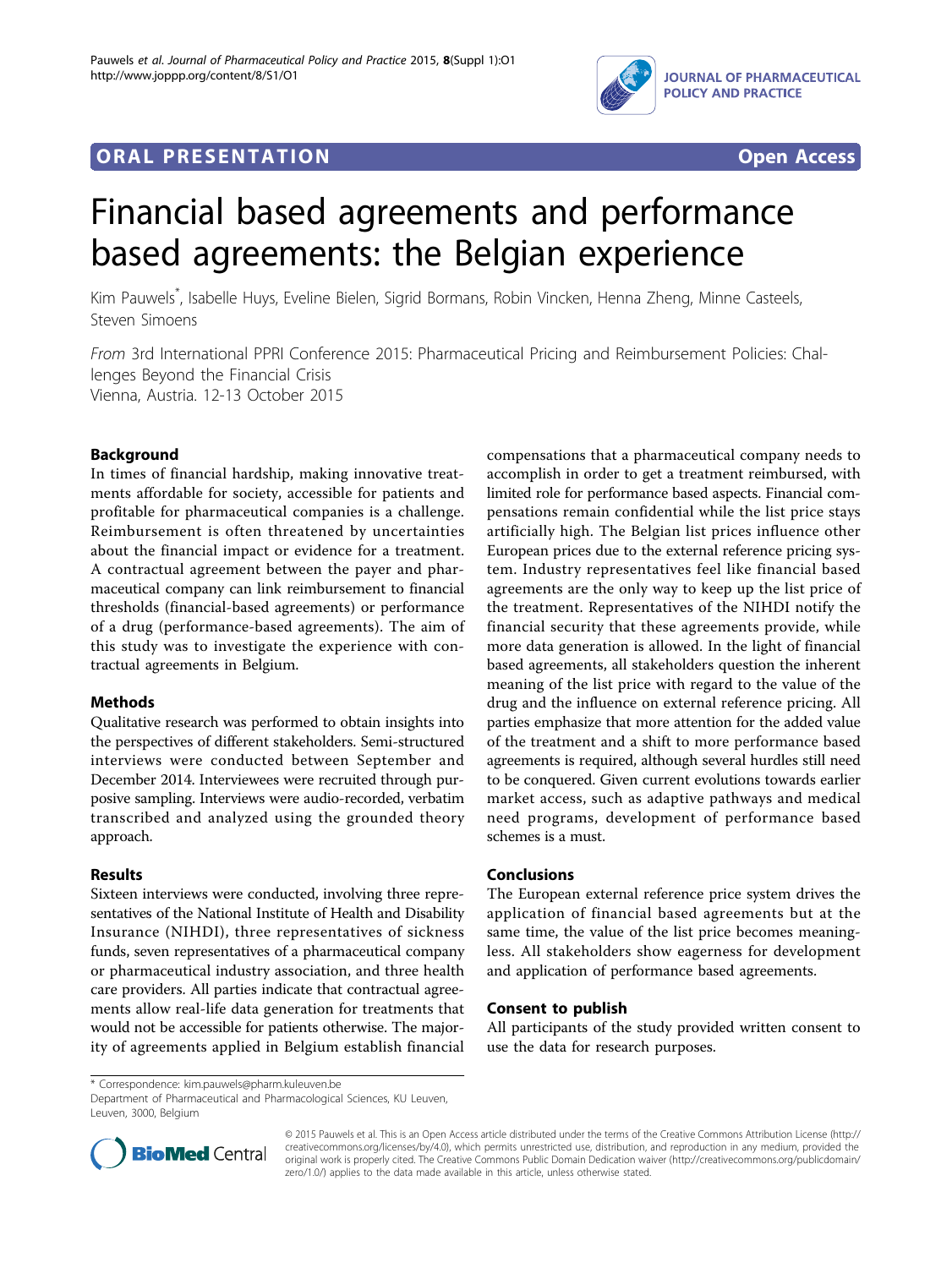**ORAL PRESENTATION** **Open Access**

# Financial based agreements and performance based agreements: the Belgian experience

Kim Pauwels*, Isabelle Huys, Eveline Bielen, Sigrid Bormans, Robin Vincken, Henna Zheng, Minne Casteels, Steven Simoens

*From* 3rd International PPRI Conference 2015: Pharmaceutical Pricing and Reimbursement Policies: Challenges Beyond the Financial Crisis
Vienna, Austria. 12-13 October 2015

## Background

In times of financial hardship, making innovative treatments affordable for society, accessible for patients and profitable for pharmaceutical companies is a challenge. Reimbursement is often threatened by uncertainties about the financial impact or evidence for a treatment. A contractual agreement between the payer and pharmaceutical company can link reimbursement to financial thresholds (financial-based agreements) or performance of a drug (performance-based agreements). The aim of this study was to investigate the experience with contractual agreements in Belgium.

## Methods

Qualitative research was performed to obtain insights into the perspectives of different stakeholders. Semi-structured interviews were conducted between September and December 2014. Interviewees were recruited through purposive sampling. Interviews were audio-recorded, verbatim transcribed and analyzed using the grounded theory approach.

## Results

Sixteen interviews were conducted, involving three representatives of the National Institute of Health and Disability Insurance (NIHDI), three representatives of sickness funds, seven representatives of a pharmaceutical company or pharmaceutical industry association, and three health care providers. All parties indicate that contractual agreements allow real-life data generation for treatments that would not be accessible for patients otherwise. The majority of agreements applied in Belgium establish financial compensations that a pharmaceutical company needs to accomplish in order to get a treatment reimbursed, with limited role for performance based aspects. Financial compensations remain confidential while the list price stays artificially high. The Belgian list prices influence other European prices due to the external reference pricing system. Industry representatives feel like financial based agreements are the only way to keep up the list price of the treatment. Representatives of the NIHDI notify the financial security that these agreements provide, while more data generation is allowed. In the light of financial based agreements, all stakeholders question the inherent meaning of the list price with regard to the value of the drug and the influence on external reference pricing. All parties emphasize that more attention for the added value of the treatment and a shift to more performance based agreements is required, although several hurdles still need to be conquered. Given current evolutions towards earlier market access, such as adaptive pathways and medical need programs, development of performance based schemes is a must.

## Conclusions

The European external reference price system drives the application of financial based agreements but at the same time, the value of the list price becomes meaningless. All stakeholders show eagerness for development and application of performance based agreements.

## Consent to publish

All participants of the study provided written consent to use the data for research purposes.

\* Correspondence: kim.pauwels@pharm.kuleuven.be
Department of Pharmaceutical and Pharmacological Sciences, KU Leuven, Leuven, 3000, Belgium

© 2015 Pauwels et al. This is an Open Access article distributed under the terms of the Creative Commons Attribution License (http://creativecommons.org/licenses/by/4.0), which permits unrestricted use, distribution, and reproduction in any medium, provided the original work is properly cited. The Creative Commons Public Domain Dedication waiver (http://creativecommons.org/publicdomain/zero/1.0/) applies to the data made available in this article, unless otherwise stated.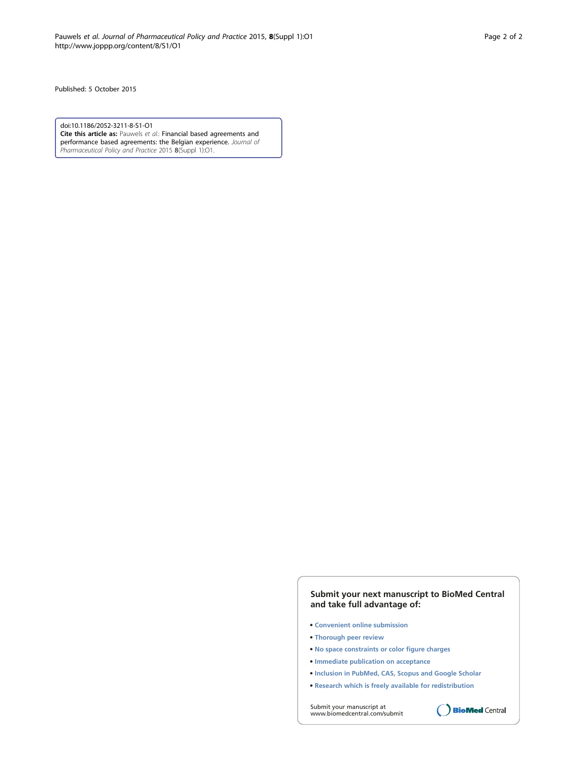Published: 5 October 2015

doi:10.1186/2052-3211-8-S1-O1

**Cite this article as:** Pauwels *et al.*: Financial based agreements and performance based agreements: the Belgian experience. *Journal of Pharmaceutical Policy and Practice* 2015 **8**(Suppl 1):O1.

**Submit your next manuscript to BioMed Central and take full advantage of:**

- **Convenient online submission**
- **Thorough peer review**
- **No space constraints or color figure charges**
- **Immediate publication on acceptance**
- **Inclusion in PubMed, CAS, Scopus and Google Scholar**
- **Research which is freely available for redistribution**

Submit your manuscript at
www.biomedcentral.com/submit

BioMed Central